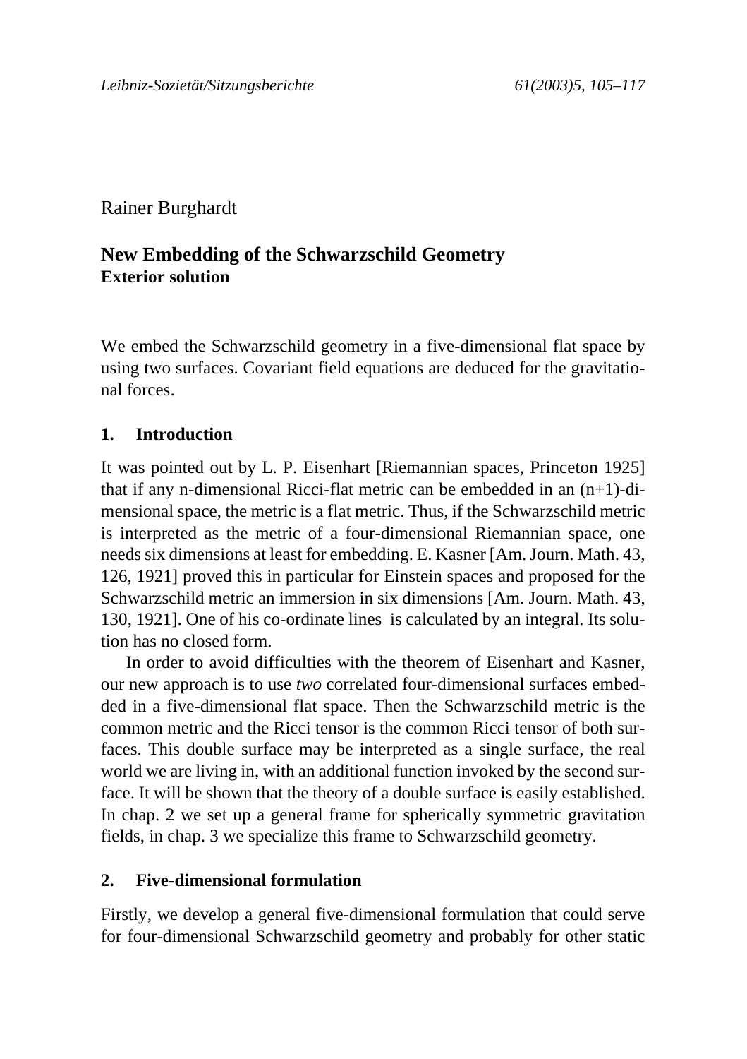Rainer Burghardt

## New Embedding of the Schwarzschild Geometry
### Exterior solution

We embed the Schwarzschild geometry in a five-dimensional flat space by using two surfaces. Covariant field equations are deduced for the gravitational forces.

### 1. Introduction

It was pointed out by L. P. Eisenhart [Riemannian spaces, Princeton 1925] that if any n-dimensional Ricci-flat metric can be embedded in an (n+1)-dimensional space, the metric is a flat metric. Thus, if the Schwarzschild metric is interpreted as the metric of a four-dimensional Riemannian space, one needs six dimensions at least for embedding. E. Kasner [Am. Journ. Math. 43, 126, 1921] proved this in particular for Einstein spaces and proposed for the Schwarzschild metric an immersion in six dimensions [Am. Journ. Math. 43, 130, 1921]. One of his co-ordinate lines is calculated by an integral. Its solution has no closed form.

In order to avoid difficulties with the theorem of Eisenhart and Kasner, our new approach is to use *two* correlated four-dimensional surfaces embedded in a five-dimensional flat space. Then the Schwarzschild metric is the common metric and the Ricci tensor is the common Ricci tensor of both surfaces. This double surface may be interpreted as a single surface, the real world we are living in, with an additional function invoked by the second surface. It will be shown that the theory of a double surface is easily established. In chap. 2 we set up a general frame for spherically symmetric gravitation fields, in chap. 3 we specialize this frame to Schwarzschild geometry.

### 2. Five-dimensional formulation

Firstly, we develop a general five-dimensional formulation that could serve for four-dimensional Schwarzschild geometry and probably for other static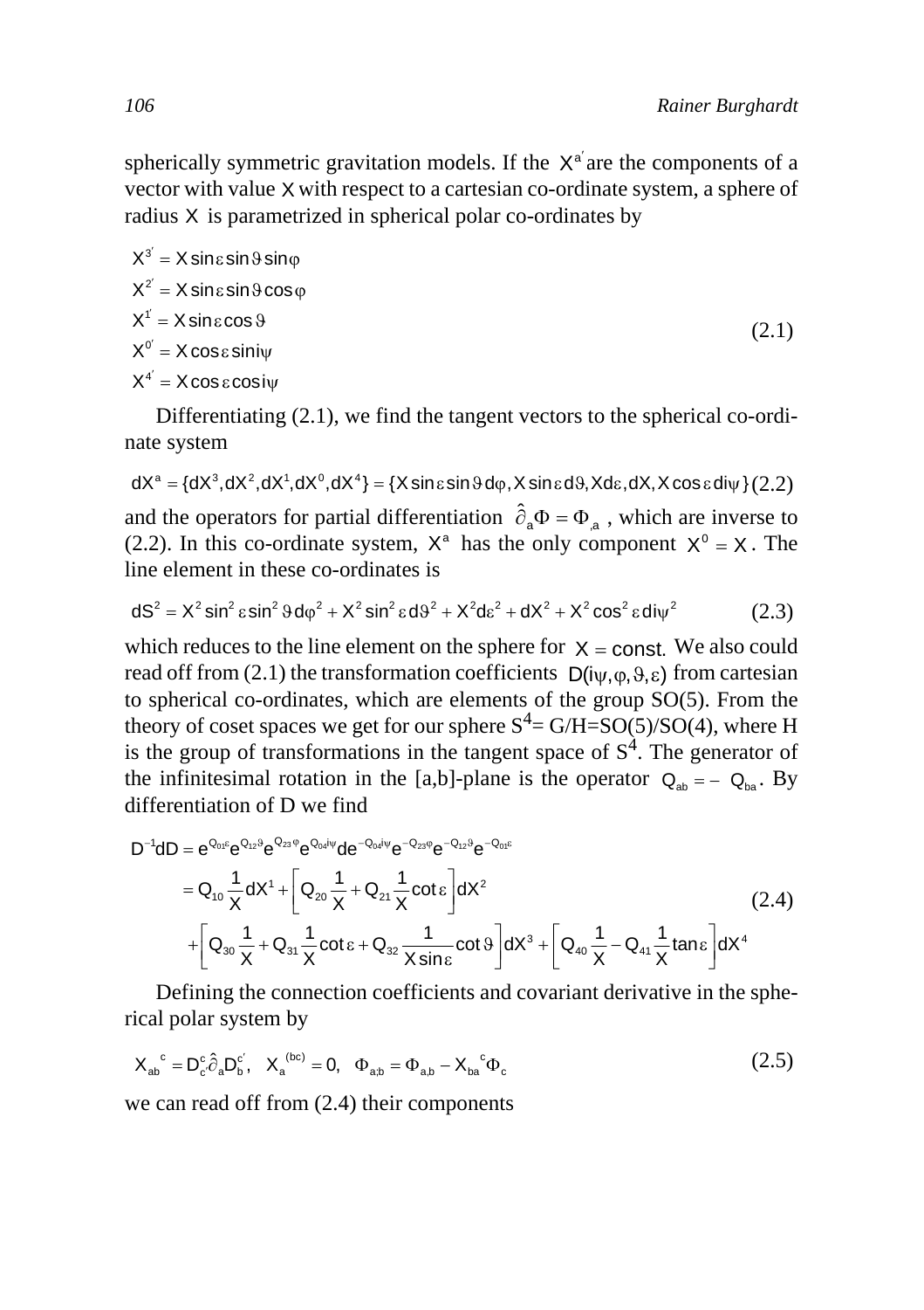spherically symmetric gravitation models. If the $X^{a'}$ are the components of a vector with value $X$ with respect to a cartesian co-ordinate system, a sphere of radius $X$ is parametrized in spherical polar co-ordinates by

$$
\begin{aligned}
X^{3'} &= X\sin\varepsilon\sin\vartheta\sin\varphi \\
X^{2'} &= X\sin\varepsilon\sin\vartheta\cos\varphi \\
X^{1'} &= X\sin\varepsilon\cos\vartheta \\
X^{0'} &= X\cos\varepsilon\sin i\psi \\
X^{4'} &= X\cos\varepsilon\cos i\psi
\end{aligned} \tag{2.1}
$$

Differentiating (2.1), we find the tangent vectors to the spherical co-ordinate system

$$
dX^a = \{dX^3, dX^2, dX^1, dX^0, dX^4\} = \{X\sin\varepsilon\sin\vartheta\, d\varphi, X\sin\varepsilon\, d\vartheta, X d\varepsilon, dX, X\cos\varepsilon\, di\psi\} \tag{2.2}
$$

and the operators for partial differentiation $\hat{\partial}_a\Phi = \Phi_{,a}$ , which are inverse to (2.2). In this co-ordinate system, $X^a$ has the only component $X^0 = X$. The line element in these co-ordinates is

$$
dS^2 = X^2\sin^2\varepsilon\sin^2\vartheta\, d\varphi^2 + X^2\sin^2\varepsilon\, d\vartheta^2 + X^2 d\varepsilon^2 + dX^2 + X^2\cos^2\varepsilon\, di\psi^2 \tag{2.3}
$$

which reduces to the line element on the sphere for $X = \text{const.}$ We also could read off from (2.1) the transformation coefficients $D(i\psi, \varphi, \vartheta, \varepsilon)$ from cartesian to spherical co-ordinates, which are elements of the group SO(5). From the theory of coset spaces we get for our sphere $S^4$= G/H=SO(5)/SO(4), where H is the group of transformations in the tangent space of $S^4$. The generator of the infinitesimal rotation in the [a,b]-plane is the operator $Q_{ab} = -Q_{ba}$. By differentiation of D we find

$$
\begin{aligned}
D^{-1}dD &= e^{Q_{01}\varepsilon}e^{Q_{12}\vartheta}e^{Q_{23}\varphi}e^{Q_{04}i\psi}\, d e^{-Q_{04}i\psi}e^{-Q_{23}\varphi}e^{-Q_{12}\vartheta}e^{-Q_{01}\varepsilon} \\
&= Q_{10}\frac{1}{X}dX^1 + \left[Q_{20}\frac{1}{X} + Q_{21}\frac{1}{X}\cot\varepsilon\right]dX^2 \\
&\quad + \left[Q_{30}\frac{1}{X} + Q_{31}\frac{1}{X}\cot\varepsilon + Q_{32}\frac{1}{X\sin\varepsilon}\cot\vartheta\right]dX^3 + \left[Q_{40}\frac{1}{X} - Q_{41}\frac{1}{X}\tan\varepsilon\right]dX^4
\end{aligned} \tag{2.4}
$$

Defining the connection coefficients and covariant derivative in the spherical polar system by

$$
X_{ab}{}^{c} = D^{c}_{c'}\hat{\partial}_a D^{c'}_{b}, \quad X_a{}^{(bc)} = 0, \quad \Phi_{a;b} = \Phi_{a,b} - X_{ba}{}^{c}\Phi_c \tag{2.5}
$$

we can read off from (2.4) their components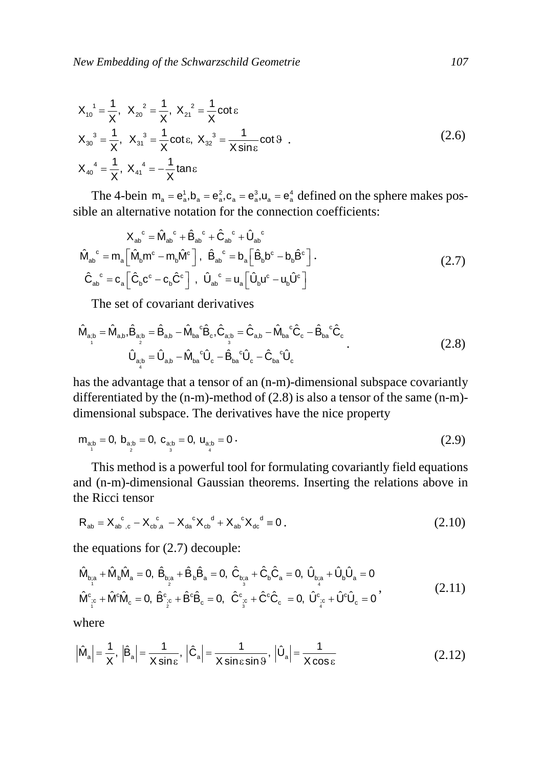$$
\begin{aligned}
&X_{10}{}^{1} = \frac{1}{X},\ X_{20}{}^{2} = \frac{1}{X},\ X_{21}{}^{2} = \frac{1}{X}\cot\varepsilon \\
&X_{30}{}^{3} = \frac{1}{X},\ X_{31}{}^{3} = \frac{1}{X}\cot\varepsilon,\ X_{32}{}^{3} = \frac{1}{X\sin\varepsilon}\cot\vartheta\ . \\
&X_{40}{}^{4} = \frac{1}{X},\ X_{41}{}^{4} = -\frac{1}{X}\tan\varepsilon
\end{aligned}
\tag{2.6}
$$

The 4-bein $m_a = e_a^1, b_a = e_a^2, c_a = e_a^3, u_a = e_a^4$ defined on the sphere makes possible an alternative notation for the connection coefficients:

$$
\begin{aligned}
&X_{ab}{}^{c} = \hat{M}_{ab}{}^{c} + \hat{B}_{ab}{}^{c} + \hat{C}_{ab}{}^{c} + \hat{U}_{ab}{}^{c} \\
&\hat{M}_{ab}{}^{c} = m_a\left[\hat{M}_b m^c - m_b \hat{M}^c\right],\ \hat{B}_{ab}{}^{c} = b_a\left[\hat{B}_b b^c - b_b \hat{B}^c\right]. \\
&\hat{C}_{ab}{}^{c} = c_a\left[\hat{C}_b c^c - c_b \hat{C}^c\right],\ \hat{U}_{ab}{}^{c} = u_a\left[\hat{U}_b u^c - u_b \hat{U}^c\right]
\end{aligned}
\tag{2.7}
$$

The set of covariant derivatives

$$
\begin{aligned}
&\hat{M}_{a\underset{1}{;}b} = \hat{M}_{a,b}, \hat{B}_{a\underset{2}{;}b} = \hat{B}_{a,b} - \hat{M}_{ba}{}^{c}\hat{B}_c, \hat{C}_{a\underset{3}{;}b} = \hat{C}_{a,b} - \hat{M}_{ba}{}^{c}\hat{C}_c - \hat{B}_{ba}{}^{c}\hat{C}_c \\
&\hat{U}_{a\underset{4}{;}b} = \hat{U}_{a,b} - \hat{M}_{ba}{}^{c}\hat{U}_c - \hat{B}_{ba}{}^{c}\hat{U}_c - \hat{C}_{ba}{}^{c}\hat{U}_c
\end{aligned}\ .
\tag{2.8}
$$

has the advantage that a tensor of an (n-m)-dimensional subspace covariantly differentiated by the (n-m)-method of (2.8) is also a tensor of the same (n-m)-dimensional subspace. The derivatives have the nice property

$$
m_{a\underset{1}{;}b} = 0,\ b_{a\underset{2}{;}b} = 0,\ c_{a\underset{3}{;}b} = 0,\ u_{a\underset{4}{;}b} = 0\ .
\tag{2.9}
$$

This method is a powerful tool for formulating covariantly field equations and (n-m)-dimensional Gaussian theorems. Inserting the relations above in the Ricci tensor

$$
R_{ab} = X_{ab}{}^{c}{}_{,c} - X_{cb}{}^{c}{}_{,a} - X_{da}{}^{c}X_{cb}{}^{d} + X_{ab}{}^{c}X_{dc}{}^{d} \equiv 0\ .
\tag{2.10}
$$

the equations for (2.7) decouple:

$$
\begin{aligned}
&\hat{M}_{b\underset{1}{;}a} + \hat{M}_b\hat{M}_a = 0,\ \hat{B}_{b\underset{2}{;}a} + \hat{B}_b\hat{B}_a = 0,\ \hat{C}_{b\underset{3}{;}a} + \hat{C}_b\hat{C}_a = 0,\ \hat{U}_{b\underset{4}{;}a} + \hat{U}_b\hat{U}_a = 0 \\
&\hat{M}^{c}{}_{\underset{1}{;}c} + \hat{M}^c\hat{M}_c = 0,\ \hat{B}^{c}{}_{\underset{2}{;}c} + \hat{B}^c\hat{B}_c = 0,\ \hat{C}^{c}{}_{\underset{3}{;}c} + \hat{C}^c\hat{C}_c = 0,\ \hat{U}^{c}{}_{\underset{4}{;}c} + \hat{U}^c\hat{U}_c = 0
\end{aligned},
\tag{2.11}
$$

where

$$
\left|\hat{M}_a\right| = \frac{1}{X},\ \left|\hat{B}_a\right| = \frac{1}{X\sin\varepsilon},\ \left|\hat{C}_a\right| = \frac{1}{X\sin\varepsilon\sin\vartheta},\ \left|\hat{U}_a\right| = \frac{1}{X\cos\varepsilon}
\tag{2.12}
$$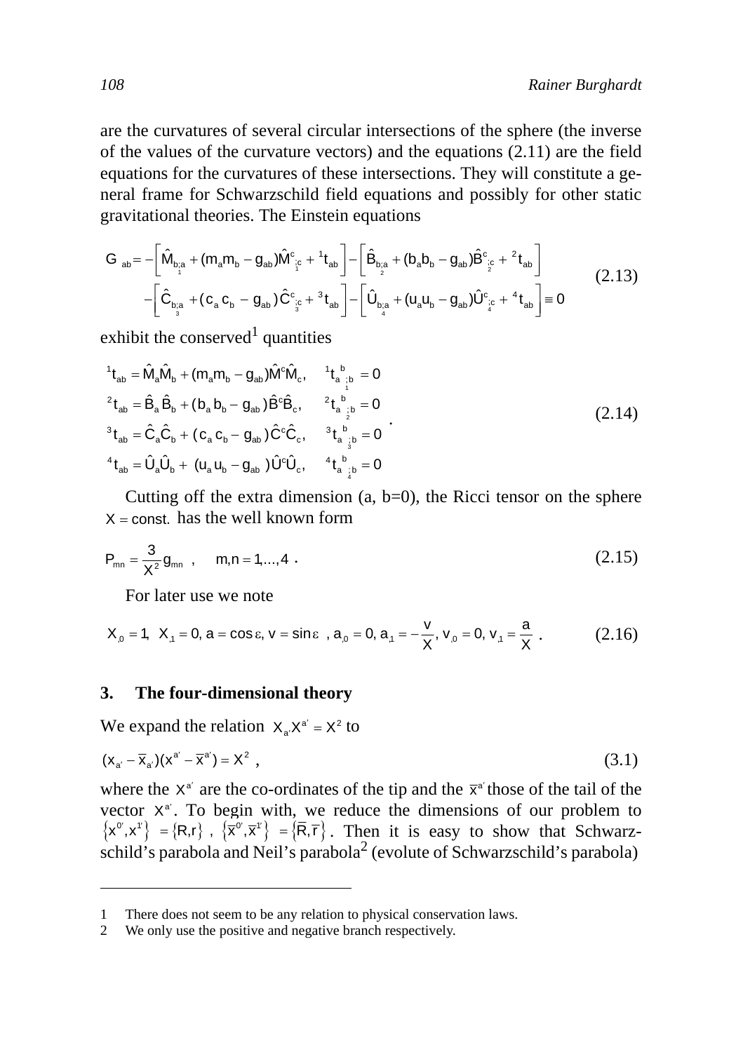are the curvatures of several circular intersections of the sphere (the inverse of the values of the curvature vectors) and the equations (2.11) are the field equations for the curvatures of these intersections. They will constitute a general frame for Schwarzschild field equations and possibly for other static gravitational theories. The Einstein equations

$$
\begin{aligned}
G_{ab} = &-\left[\hat{M}_{\underset{1}{b;a}} + (m_a m_b - g_{ab})\hat{M}^c{}_{\underset{1}{;c}} + {}^1t_{ab}\right] - \left[\hat{B}_{\underset{2}{b;a}} + (b_a b_b - g_{ab})\hat{B}^c{}_{\underset{2}{;c}} + {}^2t_{ab}\right] \\
&-\left[\hat{C}_{\underset{3}{b;a}} + (c_a c_b - g_{ab})\hat{C}^c{}_{\underset{3}{;c}} + {}^3t_{ab}\right] - \left[\hat{U}_{\underset{4}{b;a}} + (u_a u_b - g_{ab})\hat{U}^c{}_{\underset{4}{;c}} + {}^4t_{ab}\right] \equiv 0
\end{aligned}
\tag{2.13}
$$

exhibit the conserved[1] quantities

$$
\begin{aligned}
{}^1t_{ab} &= \hat{M}_a\hat{M}_b + (m_a m_b - g_{ab})\hat{M}^c\hat{M}_c, \quad {}^1t_a{}^b{}_{\underset{1}{;b}} = 0 \\
{}^2t_{ab} &= \hat{B}_a\hat{B}_b + (b_a b_b - g_{ab})\hat{B}^c\hat{B}_c, \quad {}^2t_a{}^b{}_{\underset{2}{;b}} = 0 \\
{}^3t_{ab} &= \hat{C}_a\hat{C}_b + (c_a c_b - g_{ab})\hat{C}^c\hat{C}_c, \quad {}^3t_a{}^b{}_{\underset{3}{;b}} = 0 \\
{}^4t_{ab} &= \hat{U}_a\hat{U}_b + (u_a u_b - g_{ab})\hat{U}^c\hat{U}_c, \quad {}^4t_a{}^b{}_{\underset{4}{;b}} = 0
\end{aligned} \; .
\tag{2.14}
$$

Cutting off the extra dimension (a, b=0), the Ricci tensor on the sphere $X = \text{const.}$ has the well known form

$$
P_{mn} = \frac{3}{X^2} g_{mn} \;, \qquad m,n = 1,\ldots,4 \; .
\tag{2.15}
$$

For later use we note

$$
X_{,0} = 1,\;\; X_{,1} = 0,\; a = \cos\varepsilon,\; v = \sin\varepsilon \;,\; a_{,0} = 0,\; a_{,1} = -\frac{v}{X},\; v_{,0} = 0,\; v_{,1} = \frac{a}{X} \; .
\tag{2.16}
$$

## 3. The four-dimensional theory

We expand the relation $X_{a'}X^{a'} = X^2$ to

$$
(x_{a'} - \bar{x}_{a'})(x^{a'} - \bar{x}^{a'}) = X^2 \;,
\tag{3.1}
$$

where the $x^{a'}$ are the co-ordinates of the tip and the $\bar{x}^{a'}$ those of the tail of the vector $X^{a'}$. To begin with, we reduce the dimensions of our problem to $\{x^{0'}, x^{1'}\} = \{R, r\}$ , $\{\bar{x}^{0'}, \bar{x}^{1'}\} = \{\bar{R}, \bar{r}\}$ . Then it is easy to show that Schwarzschild's parabola and Neil's parabola[2] (evolute of Schwarzschild's parabola)

---

1 There does not seem to be any relation to physical conservation laws.

2 We only use the positive and negative branch respectively.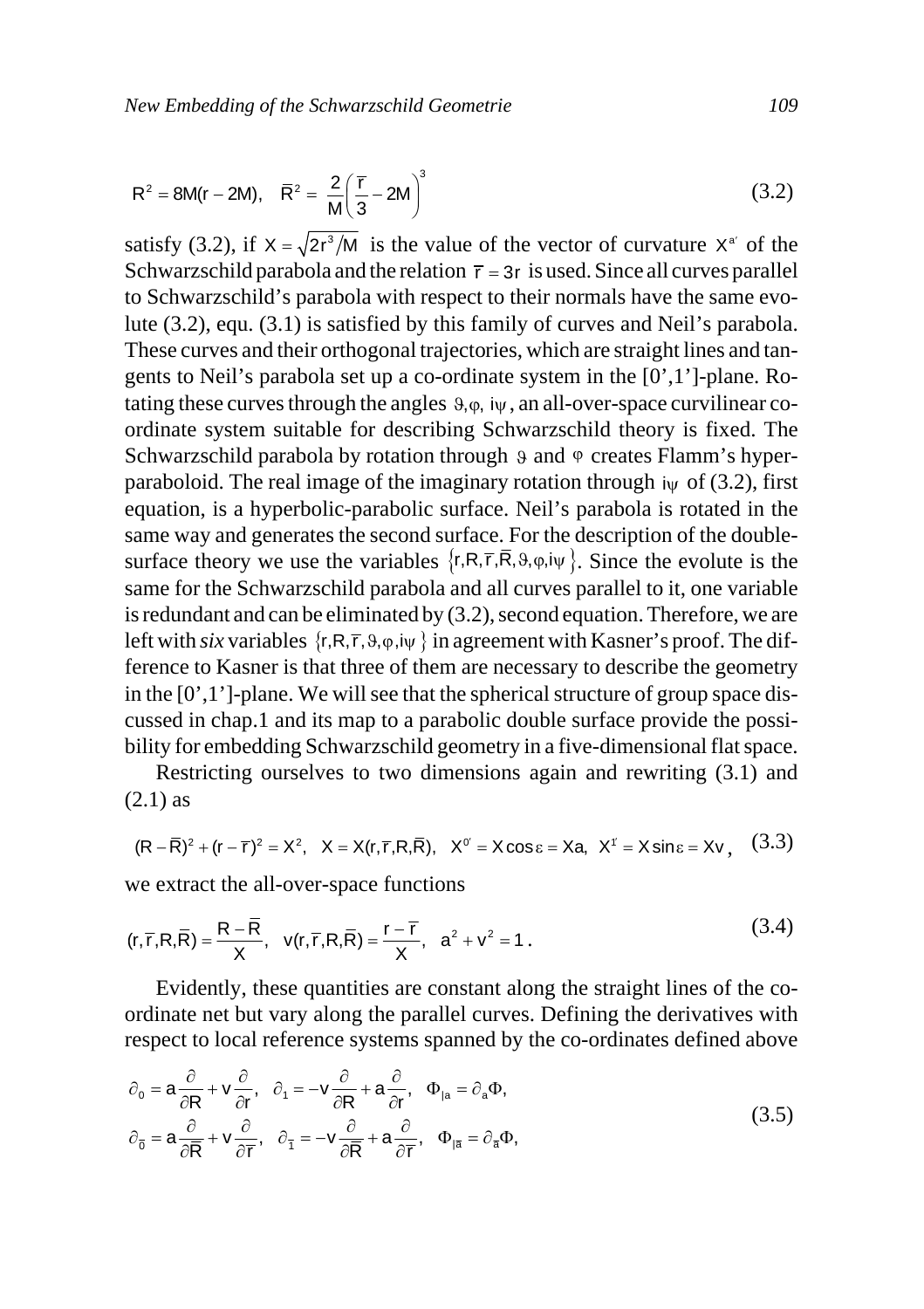$$R^2 = 8M(r-2M), \quad \bar{R}^2 = \frac{2}{M}\left(\frac{\bar{r}}{3} - 2M\right)^3 \tag{3.2}$$

satisfy (3.2), if $X = \sqrt{2r^3/M}$ is the value of the vector of curvature $X^{a'}$ of the Schwarzschild parabola and the relation $\bar{r} = 3r$ is used. Since all curves parallel to Schwarzschild's parabola with respect to their normals have the same evolute (3.2), equ. (3.1) is satisfied by this family of curves and Neil's parabola. These curves and their orthogonal trajectories, which are straight lines and tangents to Neil's parabola set up a co-ordinate system in the [0',1']-plane. Rotating these curves through the angles $\vartheta, \varphi, i\psi$, an all-over-space curvilinear co-ordinate system suitable for describing Schwarzschild theory is fixed. The Schwarzschild parabola by rotation through $\vartheta$ and $\varphi$ creates Flamm's hyper-paraboloid. The real image of the imaginary rotation through $i\psi$ of (3.2), first equation, is a hyperbolic-parabolic surface. Neil's parabola is rotated in the same way and generates the second surface. For the description of the double-surface theory we use the variables $\{r, R, \bar{r}, \bar{R}, \vartheta, \varphi, i\psi\}$. Since the evolute is the same for the Schwarzschild parabola and all curves parallel to it, one variable is redundant and can be eliminated by (3.2), second equation. Therefore, we are left with *six* variables $\{r, R, \bar{r}, \vartheta, \varphi, i\psi\}$ in agreement with Kasner's proof. The difference to Kasner is that three of them are necessary to describe the geometry in the [0',1']-plane. We will see that the spherical structure of group space discussed in chap.1 and its map to a parabolic double surface provide the possibility for embedding Schwarzschild geometry in a five-dimensional flat space.

Restricting ourselves to two dimensions again and rewriting (3.1) and (2.1) as

$$(R-\bar{R})^2 + (r-\bar{r})^2 = X^2, \quad X = X(r,\bar{r},R,\bar{R}), \quad X^{0'} = X\cos\varepsilon = Xa, \quad X^{1'} = X\sin\varepsilon = Xv, \tag{3.3}$$

we extract the all-over-space functions

$$(r,\bar{r},R,\bar{R}) = \frac{R-\bar{R}}{X}, \quad v(r,\bar{r},R,\bar{R}) = \frac{r-\bar{r}}{X}, \quad a^2 + v^2 = 1. \tag{3.4}$$

Evidently, these quantities are constant along the straight lines of the co-ordinate net but vary along the parallel curves. Defining the derivatives with respect to local reference systems spanned by the co-ordinates defined above

$$\begin{aligned}
&\partial_0 = a\frac{\partial}{\partial R} + v\frac{\partial}{\partial r}, \quad \partial_1 = -v\frac{\partial}{\partial R} + a\frac{\partial}{\partial r}, \quad \Phi_{|a} = \partial_a \Phi, \\
&\partial_{\bar{0}} = a\frac{\partial}{\partial \bar{R}} + v\frac{\partial}{\partial \bar{r}}, \quad \partial_{\bar{1}} = -v\frac{\partial}{\partial \bar{R}} + a\frac{\partial}{\partial \bar{r}}, \quad \Phi_{|\bar{a}} = \partial_{\bar{a}} \Phi,
\end{aligned} \tag{3.5}$$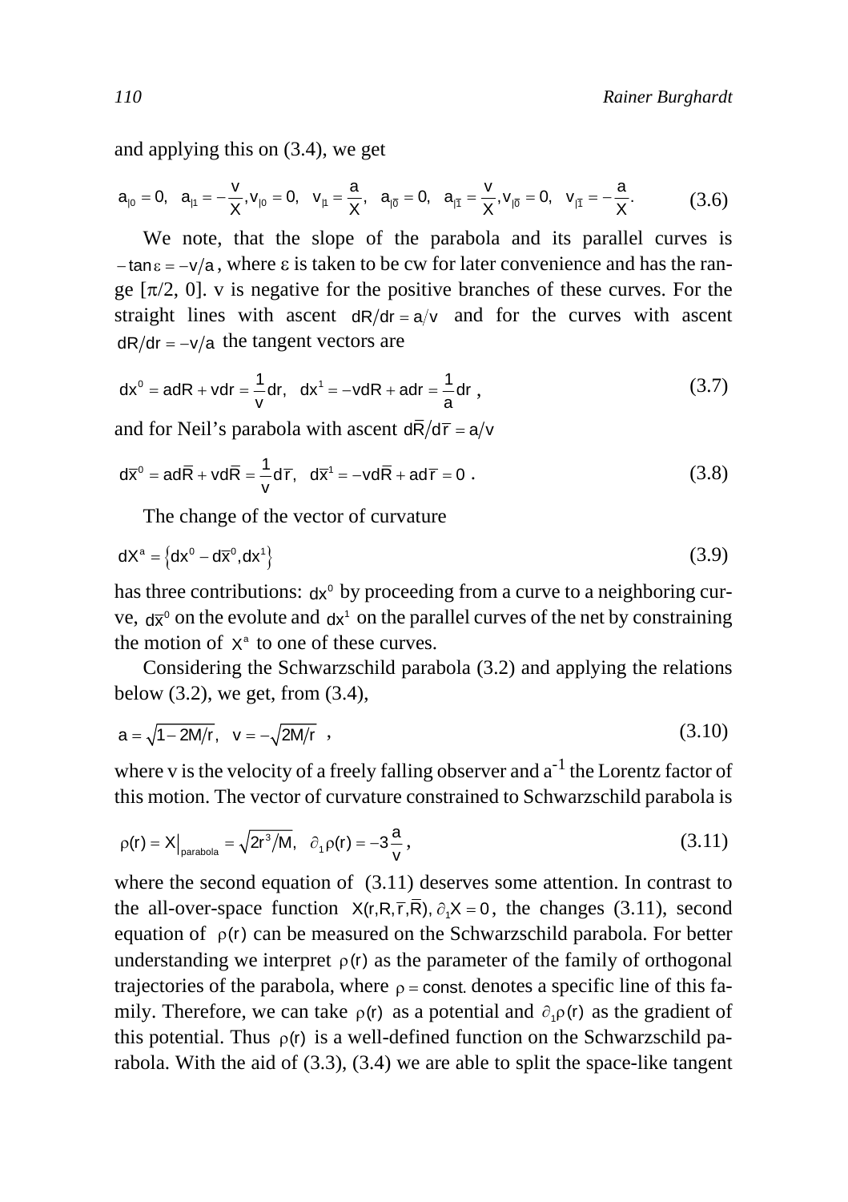and applying this on (3.4), we get

$$a_{|0} = 0, \quad a_{|1} = -\frac{v}{X}, v_{|0} = 0, \quad v_{|1} = \frac{a}{X}, \quad a_{|\bar{0}} = 0, \quad a_{|\bar{1}} = \frac{v}{X}, v_{|\bar{0}} = 0, \quad v_{|\bar{1}} = -\frac{a}{X}. \tag{3.6}$$

We note, that the slope of the parabola and its parallel curves is $-\tan\varepsilon = -v/a$, where $\varepsilon$ is taken to be cw for later convenience and has the range $[\pi/2, 0]$. v is negative for the positive branches of these curves. For the straight lines with ascent $dR/dr = a/v$ and for the curves with ascent $dR/dr = -v/a$ the tangent vectors are

$$dx^0 = adR + vdr = \frac{1}{v}dr, \quad dx^1 = -vdR + adr = \frac{1}{a}dr \ , \tag{3.7}$$

and for Neil's parabola with ascent $d\bar{R}/d\bar{r} = a/v$

$$d\bar{x}^0 = ad\bar{R} + vd\bar{R} = \frac{1}{v}d\bar{r}, \quad d\bar{x}^1 = -vd\bar{R} + ad\bar{r} = 0 \ . \tag{3.8}$$

The change of the vector of curvature

$$dX^a = \left\{dx^0 - d\bar{x}^0, dx^1\right\} \tag{3.9}$$

has three contributions: $dx^0$ by proceeding from a curve to a neighboring curve, $d\bar{x}^0$ on the evolute and $dx^1$ on the parallel curves of the net by constraining the motion of $X^a$ to one of these curves.

Considering the Schwarzschild parabola (3.2) and applying the relations below (3.2), we get, from (3.4),

$$a = \sqrt{1 - 2M/r}, \quad v = -\sqrt{2M/r} \ , \tag{3.10}$$

where v is the velocity of a freely falling observer and $a^{-1}$ the Lorentz factor of this motion. The vector of curvature constrained to Schwarzschild parabola is

$$\rho(r) = X\big|_{\text{parabola}} = \sqrt{2r^3/M}, \quad \partial_1\rho(r) = -3\frac{a}{v} \ , \tag{3.11}$$

where the second equation of (3.11) deserves some attention. In contrast to the all-over-space function $X(r, R, \bar{r}, \bar{R}), \partial_1 X = 0$, the changes (3.11), second equation of $\rho(r)$ can be measured on the Schwarzschild parabola. For better understanding we interpret $\rho(r)$ as the parameter of the family of orthogonal trajectories of the parabola, where $\rho = \text{const.}$ denotes a specific line of this family. Therefore, we can take $\rho(r)$ as a potential and $\partial_1\rho(r)$ as the gradient of this potential. Thus $\rho(r)$ is a well-defined function on the Schwarzschild parabola. With the aid of (3.3), (3.4) we are able to split the space-like tangent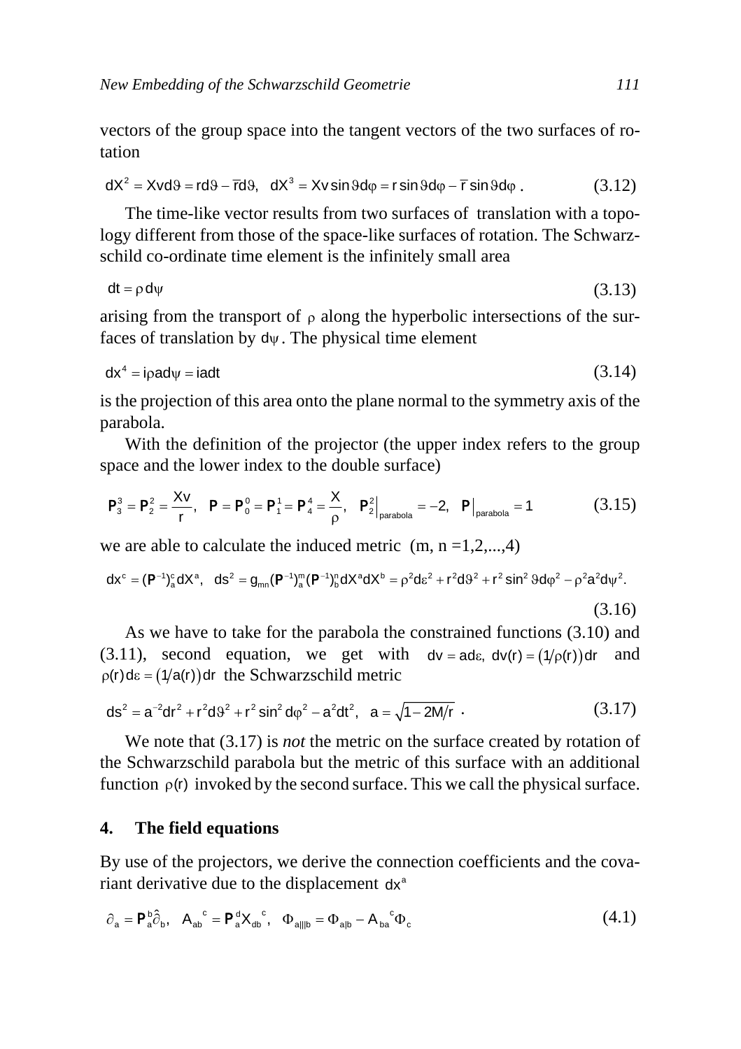vectors of the group space into the tangent vectors of the two surfaces of rotation

$$dX^2 = Xv d\vartheta = r d\vartheta - \bar{r} d\vartheta, \quad dX^3 = Xv \sin\vartheta d\varphi = r \sin\vartheta d\varphi - \bar{r} \sin\vartheta d\varphi \,. \tag{3.12}$$

The time-like vector results from two surfaces of translation with a topology different from those of the space-like surfaces of rotation. The Schwarzschild co-ordinate time element is the infinitely small area

$$dt = \rho \, d\psi \tag{3.13}$$

arising from the transport of $\rho$ along the hyperbolic intersections of the surfaces of translation by $d\psi$. The physical time element

$$dx^4 = i\rho a d\psi = i a dt \tag{3.14}$$

is the projection of this area onto the plane normal to the symmetry axis of the parabola.

With the definition of the projector (the upper index refers to the group space and the lower index to the double surface)

$$\mathbf{P}_3^3 = \mathbf{P}_2^2 = \frac{Xv}{r}, \quad \mathbf{P} = \mathbf{P}_0^0 = \mathbf{P}_1^1 = \mathbf{P}_4^4 = \frac{X}{\rho}, \quad \mathbf{P}_2^2\Big|_{\text{parabola}} = -2, \quad \mathbf{P}\Big|_{\text{parabola}} = 1 \tag{3.15}$$

we are able to calculate the induced metric (m, n =1,2,...,4)

$$dx^c = (\mathbf{P}^{-1})_a^c dX^a, \quad ds^2 = g_{mn} (\mathbf{P}^{-1})_a^m (\mathbf{P}^{-1})_b^n dX^a dX^b = \rho^2 d\varepsilon^2 + r^2 d\vartheta^2 + r^2 \sin^2\vartheta d\varphi^2 - \rho^2 a^2 d\psi^2. \tag{3.16}$$

As we have to take for the parabola the constrained functions (3.10) and (3.11), second equation, we get with $dv = a d\varepsilon, \; dv(r) = \left(1/\rho(r)\right) dr$ and $\rho(r) d\varepsilon = \left(1/a(r)\right) dr$ the Schwarzschild metric

$$ds^2 = a^{-2} dr^2 + r^2 d\vartheta^2 + r^2 \sin^2 d\varphi^2 - a^2 dt^2, \quad a = \sqrt{1 - 2M/r} \,. \tag{3.17}$$

We note that (3.17) is *not* the metric on the surface created by rotation of the Schwarzschild parabola but the metric of this surface with an additional function $\rho(r)$ invoked by the second surface. This we call the physical surface.

## 4. The field equations

By use of the projectors, we derive the connection coefficients and the covariant derivative due to the displacement $dx^a$

$$\partial_a = \mathbf{P}_a^b \hat{\partial}_b, \quad A_{ab}{}^c = \mathbf{P}_a^d X_{db}{}^c, \quad \Phi_{a\|\|b} = \Phi_{a|b} - A_{ba}{}^c \Phi_c \tag{4.1}$$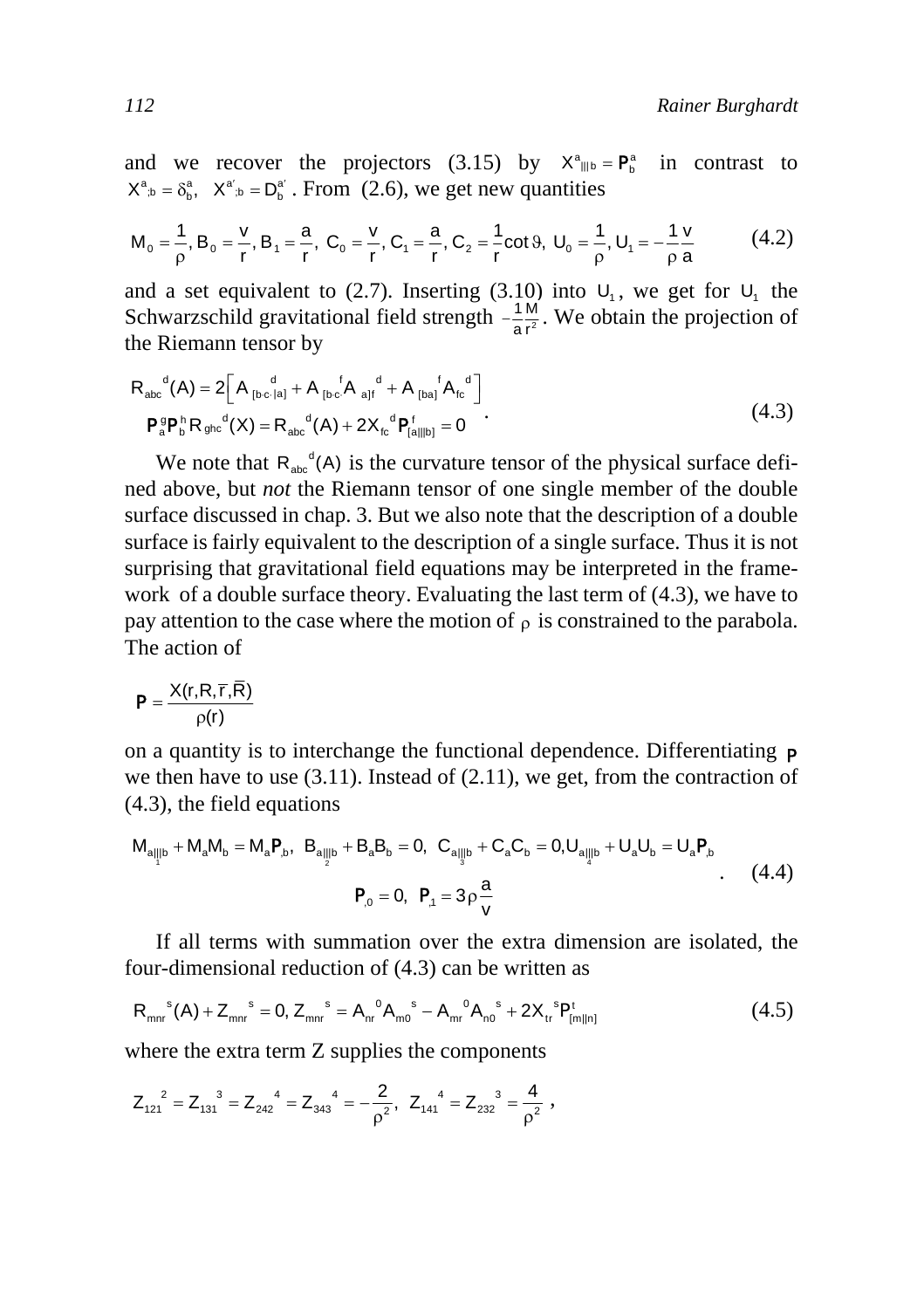and we recover the projectors (3.15) by $X^a{}_{|||b} = \mathbf{P}^a_b$ in contrast to $X^a{}_{;b} = \delta^a_b,\ \ X^{a'}{}_{;b} = D^{a'}_b$ . From (2.6), we get new quantities

$$M_0 = \frac{1}{\rho},\, B_0 = \frac{v}{r},\, B_1 = \frac{a}{r},\ C_0 = \frac{v}{r},\, C_1 = \frac{a}{r},\, C_2 = \frac{1}{r}\cot\vartheta,\ U_0 = \frac{1}{\rho},\, U_1 = -\frac{1}{\rho}\frac{v}{a} \tag{4.2}$$

and a set equivalent to (2.7). Inserting (3.10) into $U_1$, we get for $U_1$ the Schwarzschild gravitational field strength $-\frac{1}{a}\frac{M}{r^2}$. We obtain the projection of the Riemann tensor by

$$\begin{aligned} R_{abc}{}^d(A) &= 2\left[A_{[b\cdot c\cdot|a]}{}^d + A_{[b\cdot c\cdot}{}^f A_{a]f}{}^d + A_{[ba]}{}^f A_{fc}{}^d\right] \\ \mathbf{P}^g_a \mathbf{P}^h_b R_{ghc}{}^d(X) &= R_{abc}{}^d(A) + 2X_{fc}{}^d \mathbf{P}^f_{[a|||b]} = 0 \end{aligned} . \tag{4.3}$$

We note that $R_{abc}{}^d(A)$ is the curvature tensor of the physical surface defined above, but *not* the Riemann tensor of one single member of the double surface discussed in chap. 3. But we also note that the description of a double surface is fairly equivalent to the description of a single surface. Thus it is not surprising that gravitational field equations may be interpreted in the framework of a double surface theory. Evaluating the last term of (4.3), we have to pay attention to the case where the motion of $\rho$ is constrained to the parabola. The action of

$$\mathbf{P} = \frac{X(r,R,\bar{r},\bar{R})}{\rho(r)}$$

on a quantity is to interchange the functional dependence. Differentiating $\mathbf{P}$ we then have to use (3.11). Instead of (2.11), we get, from the contraction of (4.3), the field equations

$$\begin{aligned} M_{\underset{1}{a|||b}} + M_a M_b = M_a \mathbf{P}_{,b},\ \ B_{\underset{2}{a|||b}} + B_a B_b = 0,\ \ C_{\underset{3}{a|||b}} + C_a C_b = 0, U_{\underset{4}{a|||b}} + U_a U_b = U_a \mathbf{P}_{,b} \\ \mathbf{P}_{,0} = 0,\ \ \mathbf{P}_{,1} = 3\rho\frac{a}{v} \end{aligned} . \tag{4.4}$$

If all terms with summation over the extra dimension are isolated, the four-dimensional reduction of (4.3) can be written as

$$R_{mnr}{}^s(A) + Z_{mnr}{}^s = 0,\, Z_{mnr}{}^s = A_{nr}{}^0 A_{m0}{}^s - A_{mr}{}^0 A_{n0}{}^s + 2X_{tr}{}^s \mathbf{P}^t_{[m||n]} \tag{4.5}$$

where the extra term Z supplies the components

$$Z_{121}{}^2 = Z_{131}{}^3 = Z_{242}{}^4 = Z_{343}{}^4 = -\frac{2}{\rho^2},\ \ Z_{141}{}^4 = Z_{232}{}^3 = \frac{4}{\rho^2}\ ,$$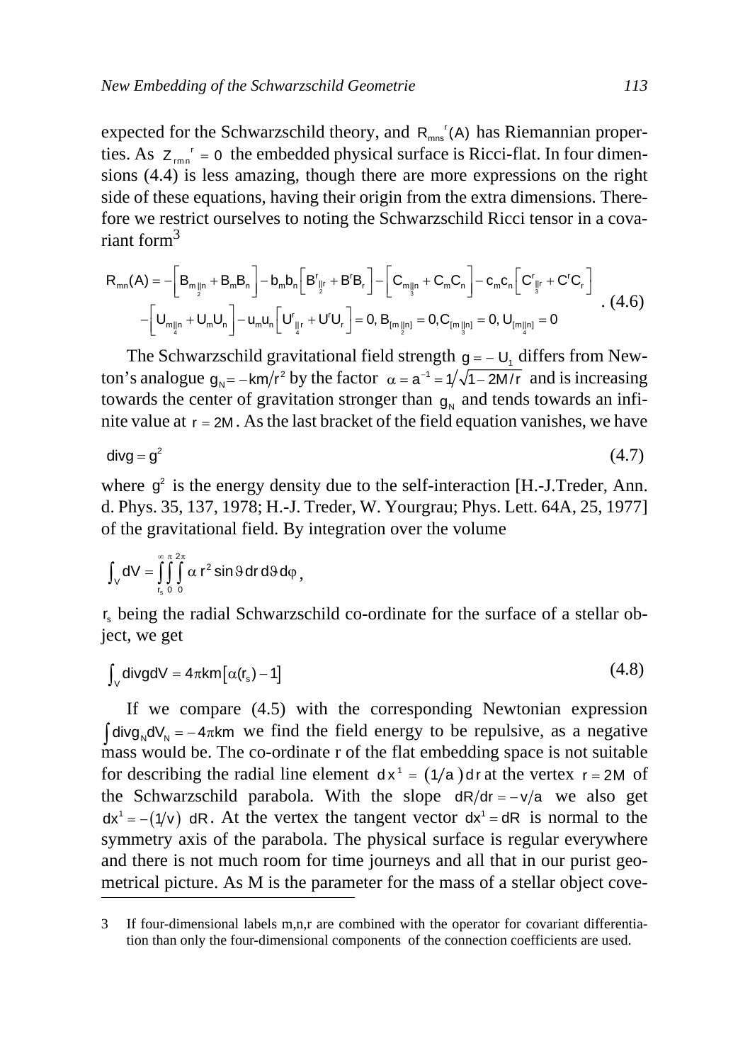expected for the Schwarzschild theory, and $R_{mns}{}^{r}(A)$ has Riemannian properties. As $Z_{rmn}{}^{r} = 0$ the embedded physical surface is Ricci-flat. In four dimensions (4.4) is less amazing, though there are more expressions on the right side of these equations, having their origin from the extra dimensions. Therefore we restrict ourselves to noting the Schwarzschild Ricci tensor in a covariant form[3]

$$
\begin{aligned}
R_{mn}(A) = &-\left[B_{m\underset{2}{\|}n} + B_m B_n\right] - b_m b_n\left[B^r{}_{\underset{2}{\|}r} + B^r B_r\right] - \left[C_{m\underset{3}{\|}n} + C_m C_n\right] - c_m c_n\left[C^r{}_{\underset{3}{\|}r} + C^r C_r\right] \\
&-\left[U_{m\underset{4}{\|}n} + U_m U_n\right] - u_m u_n\left[U^r{}_{\underset{4}{\|}r} + U^r U_r\right] = 0,\; B_{[m\underset{2}{\|}n]} = 0, C_{[m\underset{3}{\|}n]} = 0,\; U_{[m\underset{4}{\|}n]} = 0
\end{aligned}
\quad . \quad (4.6)
$$

The Schwarzschild gravitational field strength $g = -U_1$ differs from Newton's analogue $g_N = -km/r^2$ by the factor $\alpha = a^{-1} = 1/\sqrt{1-2M/r}$ and is increasing towards the center of gravitation stronger than $g_N$ and tends towards an infinite value at $r = 2M$. As the last bracket of the field equation vanishes, we have

$$
\operatorname{div} g = g^2 \quad (4.7)
$$

where $g^2$ is the energy density due to the self-interaction [H.-J.Treder, Ann. d. Phys. 35, 137, 1978; H.-J. Treder, W. Yourgrau; Phys. Lett. 64A, 25, 1977] of the gravitational field. By integration over the volume

$$
\int_V dV = \int_{r_s}^{\infty}\int_0^{\pi}\int_0^{2\pi} \alpha\, r^2 \sin\vartheta\, dr\, d\vartheta\, d\varphi\,,
$$

$r_s$ being the radial Schwarzschild co-ordinate for the surface of a stellar object, we get

$$
\int_V \operatorname{div} g\, dV = 4\pi k m\left[\alpha(r_s) - 1\right] \quad (4.8)
$$

If we compare (4.5) with the corresponding Newtonian expression $\int \operatorname{div} g_N dV_N = -4\pi k m$ we find the field energy to be repulsive, as a negative mass would be. The co-ordinate r of the flat embedding space is not suitable for describing the radial line element $dx^1 = (1/a)\,dr$ at the vertex $r = 2M$ of the Schwarzschild parabola. With the slope $dR/dr = -v/a$ we also get $dx^1 = -(1/v)\ dR$. At the vertex the tangent vector $dx^1 = dR$ is normal to the symmetry axis of the parabola. The physical surface is regular everywhere and there is not much room for time journeys and all that in our purist geometrical picture. As M is the parameter for the mass of a stellar object cove-

---

[3] If four-dimensional labels m,n,r are combined with the operator for covariant differentiation than only the four-dimensional components of the connection coefficients are used.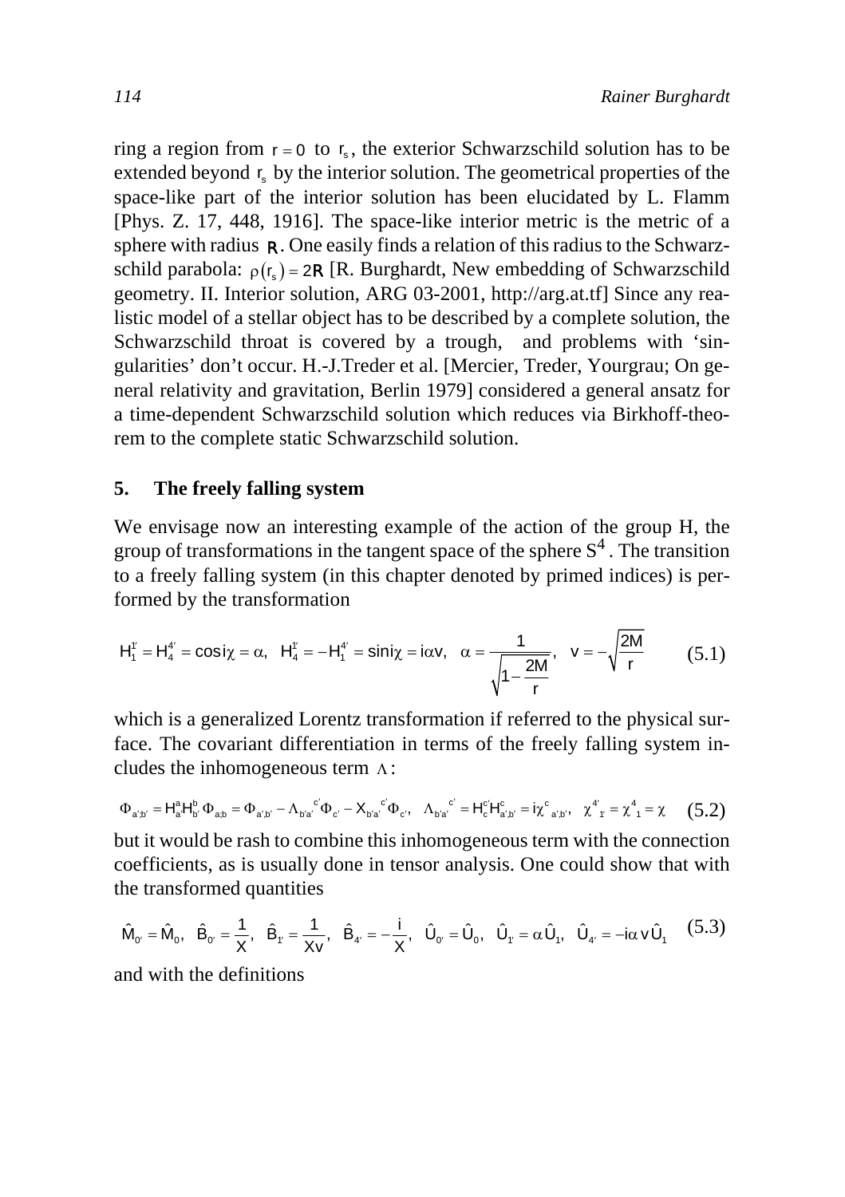ring a region from $r = 0$ to $r_s$, the exterior Schwarzschild solution has to be extended beyond $r_s$ by the interior solution. The geometrical properties of the space-like part of the interior solution has been elucidated by L. Flamm [Phys. Z. 17, 448, 1916]. The space-like interior metric is the metric of a sphere with radius $\mathsf{R}$. One easily finds a relation of this radius to the Schwarzschild parabola: $\rho(r_s) = 2\mathsf{R}$ [R. Burghardt, New embedding of Schwarzschild geometry. II. Interior solution, ARG 03-2001, http://arg.at.tf] Since any realistic model of a stellar object has to be described by a complete solution, the Schwarzschild throat is covered by a trough, and problems with 'singularities' don't occur. H.-J.Treder et al. [Mercier, Treder, Yourgrau; On general relativity and gravitation, Berlin 1979] considered a general ansatz for a time-dependent Schwarzschild solution which reduces via Birkhoff-theorem to the complete static Schwarzschild solution.

## 5. The freely falling system

We envisage now an interesting example of the action of the group H, the group of transformations in the tangent space of the sphere $S^4$. The transition to a freely falling system (in this chapter denoted by primed indices) is performed by the transformation

$$H_1^{1'} = H_4^{4'} = \cos i\chi = \alpha, \quad H_4^{1'} = -H_1^{4'} = \sin i\chi = i\alpha v, \quad \alpha = \frac{1}{\sqrt{1-\frac{2M}{r}}}, \quad v = -\sqrt{\frac{2M}{r}} \qquad (5.1)$$

which is a generalized Lorentz transformation if referred to the physical surface. The covariant differentiation in terms of the freely falling system includes the inhomogeneous term $\Lambda$:

$$\Phi_{a';b'} = H_{a'}^{a} H_{b'}^{b} \Phi_{a;b} = \Phi_{a',b'} - \Lambda_{b'a'}{}^{c'} \Phi_{c'} - X_{b'a'}{}^{c'} \Phi_{c'}, \quad \Lambda_{b'a'}{}^{c'} = H_c^{c'} H_{a',b'}^{c} = i\chi^{c}{}_{a',b'}, \quad \chi^{4'}{}_{1'} = \chi^{4}{}_{1} = \chi \qquad (5.2)$$

but it would be rash to combine this inhomogeneous term with the connection coefficients, as is usually done in tensor analysis. One could show that with the transformed quantities

$$\hat{M}_{0'} = \hat{M}_0, \quad \hat{B}_{0'} = \frac{1}{X}, \quad \hat{B}_{1'} = \frac{1}{Xv}, \quad \hat{B}_{4'} = -\frac{i}{X}, \quad \hat{U}_{0'} = \hat{U}_0, \quad \hat{U}_{1'} = \alpha\,\hat{U}_1, \quad \hat{U}_{4'} = -i\alpha\, v\,\hat{U}_1 \qquad (5.3)$$

and with the definitions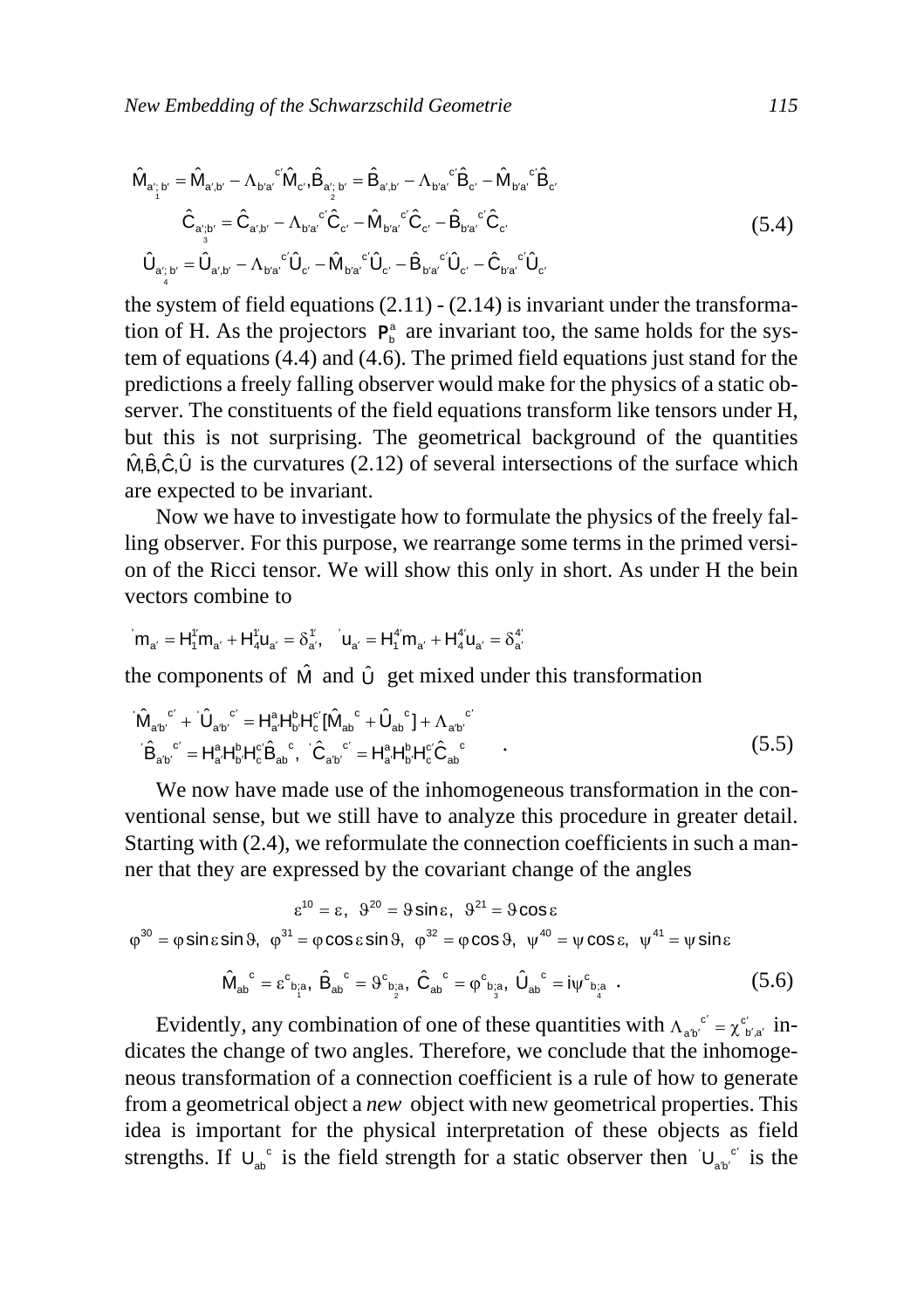$$
\begin{gathered}
\hat{M}_{a';\,b'} = \hat{M}_{a',b'} - \Lambda_{b'a'}{}^{c'}\hat{M}_{c'},\hat{B}_{a';\,b'} = \hat{B}_{a',b'} - \Lambda_{b'a'}{}^{c'}\hat{B}_{c'} - \hat{M}_{b'a'}{}^{c'}\hat{B}_{c'} \\
\hat{C}_{a';b'} = \hat{C}_{a',b'} - \Lambda_{b'a'}{}^{c'}\hat{C}_{c'} - \hat{M}_{b'a'}{}^{c'}\hat{C}_{c'} - \hat{B}_{b'a'}{}^{c'}\hat{C}_{c'} \\
\hat{U}_{a';\,b'} = \hat{U}_{a',b'} - \Lambda_{b'a'}{}^{c'}\hat{U}_{c'} - \hat{M}_{b'a'}{}^{c'}\hat{U}_{c'} - \hat{B}_{b'a'}{}^{c'}\hat{U}_{c'} - \hat{C}_{b'a'}{}^{c'}\hat{U}_{c'}
\end{gathered}
\tag{5.4}
$$

(with the semicolon subscripts labelled 1, 2, 3, 4 respectively)

the system of field equations (2.11) - (2.14) is invariant under the transformation of H. As the projectors $P^a_b$ are invariant too, the same holds for the system of equations (4.4) and (4.6). The primed field equations just stand for the predictions a freely falling observer would make for the physics of a static observer. The constituents of the field equations transform like tensors under H, but this is not surprising. The geometrical background of the quantities $\hat{M},\hat{B},\hat{C},\hat{U}$ is the curvatures (2.12) of several intersections of the surface which are expected to be invariant.

Now we have to investigate how to formulate the physics of the freely falling observer. For this purpose, we rearrange some terms in the primed version of the Ricci tensor. We will show this only in short. As under H the bein vectors combine to

$$
{}'m_{a'} = H^{1'}_{1}m_{a'} + H^{1'}_{4}u_{a'} = \delta^{1'}_{a'}, \quad {}'u_{a'} = H^{4'}_{1}m_{a'} + H^{4'}_{4}u_{a'} = \delta^{4'}_{a'}
$$

the components of $\hat{M}$ and $\hat{U}$ get mixed under this transformation

$$
\begin{gathered}
{}'\hat{M}_{a'b'}{}^{c'} + {}'\hat{U}_{a'b'}{}^{c'} = H^a_{a'}H^b_{b'}H^{c'}_c[\hat{M}_{ab}{}^c + \hat{U}_{ab}{}^c] + \Lambda_{a'b'}{}^{c'} \\
{}'\hat{B}_{a'b'}{}^{c'} = H^a_{a'}H^b_{b'}H^{c'}_c\hat{B}_{ab}{}^c, \; {}'\hat{C}_{a'b'}{}^{c'} = H^a_{a'}H^b_{b'}H^{c'}_c\hat{C}_{ab}{}^c
\end{gathered}
\quad .
\tag{5.5}
$$

We now have made use of the inhomogeneous transformation in the conventional sense, but we still have to analyze this procedure in greater detail. Starting with (2.4), we reformulate the connection coefficients in such a manner that they are expressed by the covariant change of the angles

$$
\begin{gathered}
\varepsilon^{10} = \varepsilon, \;\; \vartheta^{20} = \vartheta\sin\varepsilon, \;\; \vartheta^{21} = \vartheta\cos\varepsilon \\
\varphi^{30} = \varphi\sin\varepsilon\sin\vartheta, \;\; \varphi^{31} = \varphi\cos\varepsilon\sin\vartheta, \;\; \varphi^{32} = \varphi\cos\vartheta, \;\; \psi^{40} = \psi\cos\varepsilon, \;\; \psi^{41} = \psi\sin\varepsilon \\
\hat{M}_{ab}{}^c = \varepsilon^c{}_{\underset{1}{b;a}}, \; \hat{B}_{ab}{}^c = \vartheta^c{}_{\underset{2}{b;a}}, \; \hat{C}_{ab}{}^c = \varphi^c{}_{\underset{3}{b;a}}, \; \hat{U}_{ab}{}^c = i\psi^c{}_{\underset{4}{b;a}} \;\; .
\end{gathered}
\tag{5.6}
$$

Evidently, any combination of one of these quantities with $\Lambda_{a'b'}{}^{c'} = \chi^{c'}{}_{b',a'}$ indicates the change of two angles. Therefore, we conclude that the inhomogeneous transformation of a connection coefficient is a rule of how to generate from a geometrical object a *new* object with new geometrical properties. This idea is important for the physical interpretation of these objects as field strengths. If $U_{ab}{}^c$ is the field strength for a static observer then ${}'U_{a'b'}{}^{c'}$ is the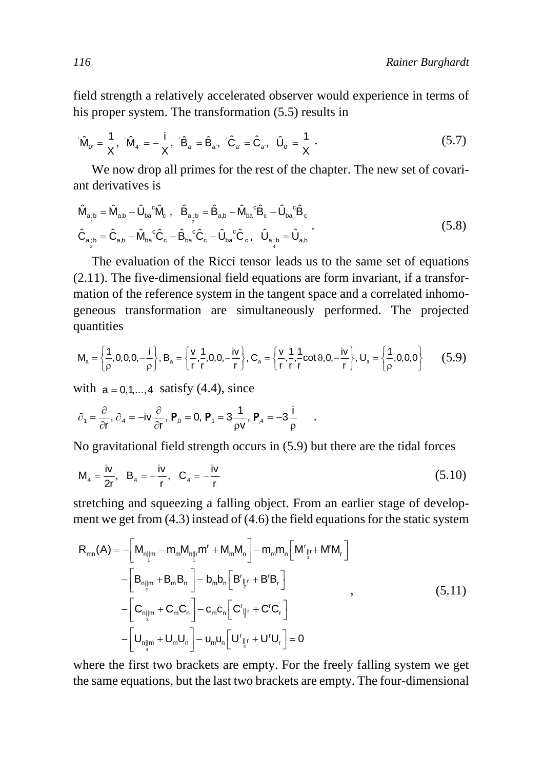field strength a relatively accelerated observer would experience in terms of his proper system. The transformation (5.5) results in

$$'\hat{M}_{0'} = \frac{1}{X},\ '\hat{M}_{4'} = -\frac{i}{X},\ '\hat{B}_{a'} = \hat{B}_{a'},\ '\hat{C}_{a'} = \hat{C}_{a'},\ '\hat{U}_{0'} = \frac{1}{X}\ . \tag{5.7}$$

We now drop all primes for the rest of the chapter. The new set of covariant derivatives is

$$\begin{aligned}
&\hat{M}_{a\underset{1}{;}b} = \hat{M}_{a,b} - \hat{U}_{ba}{}^{c}\hat{M}_{c}\ ,\quad \hat{B}_{a\underset{2}{;}b} = \hat{B}_{a,b} - \hat{M}_{ba}{}^{c}\hat{B}_{c} - \hat{U}_{ba}{}^{c}\hat{B}_{c} \\
&\hat{C}_{a\underset{3}{;}b} = \hat{C}_{a,b} - \hat{M}_{ba}{}^{c}\hat{C}_{c} - \hat{B}_{ba}{}^{c}\hat{C}_{c} - \hat{U}_{ba}{}^{c}\hat{C}_{c}\ ,\quad \hat{U}_{a\underset{4}{;}b} = \hat{U}_{a,b}
\end{aligned}\ . \tag{5.8}$$

The evaluation of the Ricci tensor leads us to the same set of equations (2.11). The five-dimensional field equations are form invariant, if a transformation of the reference system in the tangent space and a correlated inhomogeneous transformation are simultaneously performed. The projected quantities

$$M_a = \left\{\frac{1}{\rho},0,0,0,-\frac{i}{\rho}\right\},\ B_a = \left\{\frac{v}{r},\frac{1}{r},0,0,-\frac{iv}{r}\right\},\ C_a = \left\{\frac{v}{r},\frac{1}{r},\frac{1}{r}\cot\vartheta,0,-\frac{iv}{r}\right\},\ U_a = \left\{\frac{1}{\rho},0,0,0\right\} \tag{5.9}$$

with $a = 0,1,\ldots,4$ satisfy (4.4), since

$$\partial_1 = \frac{\partial}{\partial r},\ \partial_4 = -iv\frac{\partial}{\partial r},\ \mathbf{P}_{,0} = 0,\ \mathbf{P}_{,1} = 3\frac{1}{\rho v},\ \mathbf{P}_{,4} = -3\frac{i}{\rho}\quad .$$

No gravitational field strength occurs in (5.9) but there are the tidal forces

$$M_4 = \frac{iv}{2r},\quad B_4 = -\frac{iv}{r},\quad C_4 = -\frac{iv}{r} \tag{5.10}$$

stretching and squeezing a falling object. From an earlier stage of development we get from (4.3) instead of (4.6) the field equations for the static system

$$\begin{aligned}
R_{mn}(A) = &-\left[M_{n\underset{1}{\|}m} - m_m M_{n\underset{1}{\|}r}m^r + M_m M_n\right] - m_m m_n\left[M^r{}_{\underset{1}{\|}r} + M^r M_r\right] \\
&-\left[B_{n\underset{2}{\|}m} + B_m B_n\right] - b_m b_n\left[B^r{}_{\underset{2}{\|}r} + B^r B_r\right] \\
&-\left[C_{n\underset{3}{\|}m} + C_m C_n\right] - c_m c_n\left[C^r{}_{\underset{3}{\|}r} + C^r C_r\right] \\
&-\left[U_{n\underset{4}{\|}m} + U_m U_n\right] - u_m u_n\left[U^r{}_{\underset{4}{\|}r} + U^r U_r\right] = 0
\end{aligned}\quad , \tag{5.11}$$

where the first two brackets are empty. For the freely falling system we get the same equations, but the last two brackets are empty. The four-dimensional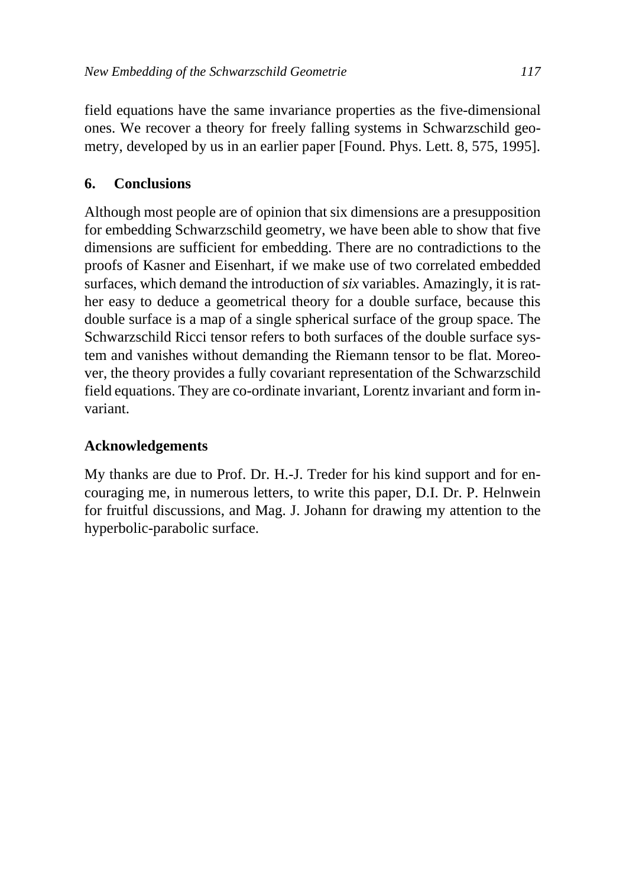field equations have the same invariance properties as the five-dimensional ones. We recover a theory for freely falling systems in Schwarzschild geometry, developed by us in an earlier paper [Found. Phys. Lett. 8, 575, 1995].

## 6. Conclusions

Although most people are of opinion that six dimensions are a presupposition for embedding Schwarzschild geometry, we have been able to show that five dimensions are sufficient for embedding. There are no contradictions to the proofs of Kasner and Eisenhart, if we make use of two correlated embedded surfaces, which demand the introduction of *six* variables. Amazingly, it is rather easy to deduce a geometrical theory for a double surface, because this double surface is a map of a single spherical surface of the group space. The Schwarzschild Ricci tensor refers to both surfaces of the double surface system and vanishes without demanding the Riemann tensor to be flat. Moreover, the theory provides a fully covariant representation of the Schwarzschild field equations. They are co-ordinate invariant, Lorentz invariant and form invariant.

## Acknowledgements

My thanks are due to Prof. Dr. H.-J. Treder for his kind support and for encouraging me, in numerous letters, to write this paper, D.I. Dr. P. Helnwein for fruitful discussions, and Mag. J. Johann for drawing my attention to the hyperbolic-parabolic surface.